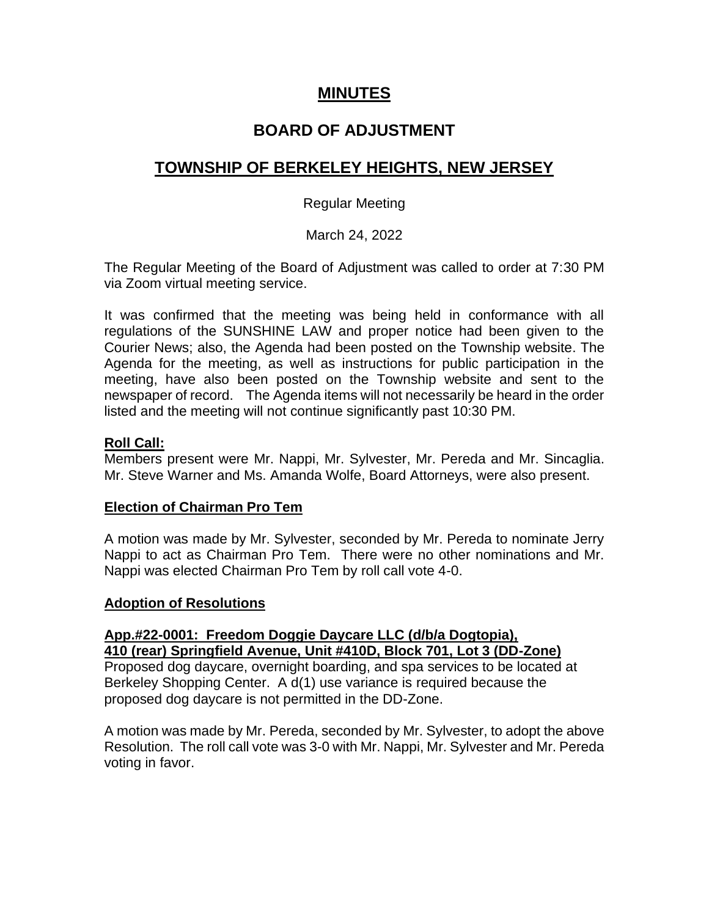# MINUTES

## BOARD OF ADJUSTMENT

## TOWNSHIP OF BERKELEY HEIGHTS, NEW JERSEY

Regular Meeting

March 24, 2022

The Regular Meeting of the Board of Adjustment was called to order at 7:30 PM via Zoom virtual meeting service.

It was confirmed that the meeting was being held in conformance with all regulations of the SUNSHINE LAW and proper notice had been given to the Courier News; also, the Agenda had been posted on the Township website. The Agenda for the meeting, as well as instructions for public participation in the meeting, have also been posted on the Township website and sent to the newspaper of record. The Agenda items will not necessarily be heard in the order listed and the meeting will not continue significantly past 10:30 PM.

**Roll Call:**

Members present were Mr. Nappi, Mr. Sylvester, Mr. Pereda and Mr. Sincaglia. Mr. Steve Warner and Ms. Amanda Wolfe, Board Attorneys, were also present.

**Election of Chairman Pro Tem**

A motion was made by Mr. Sylvester, seconded by Mr. Pereda to nominate Jerry Nappi to act as Chairman Pro Tem. There were no other nominations and Mr. Nappi was elected Chairman Pro Tem by roll call vote 4-0.

**Adoption of Resolutions**

**App.#22-0001: Freedom Doggie Daycare LLC (d/b/a Dogtopia), 410 (rear) Springfield Avenue, Unit #410D, Block 701, Lot 3 (DD-Zone)**

Proposed dog daycare, overnight boarding, and spa services to be located at Berkeley Shopping Center. A d(1) use variance is required because the proposed dog daycare is not permitted in the DD-Zone.

A motion was made by Mr. Pereda, seconded by Mr. Sylvester, to adopt the above Resolution. The roll call vote was 3-0 with Mr. Nappi, Mr. Sylvester and Mr. Pereda voting in favor.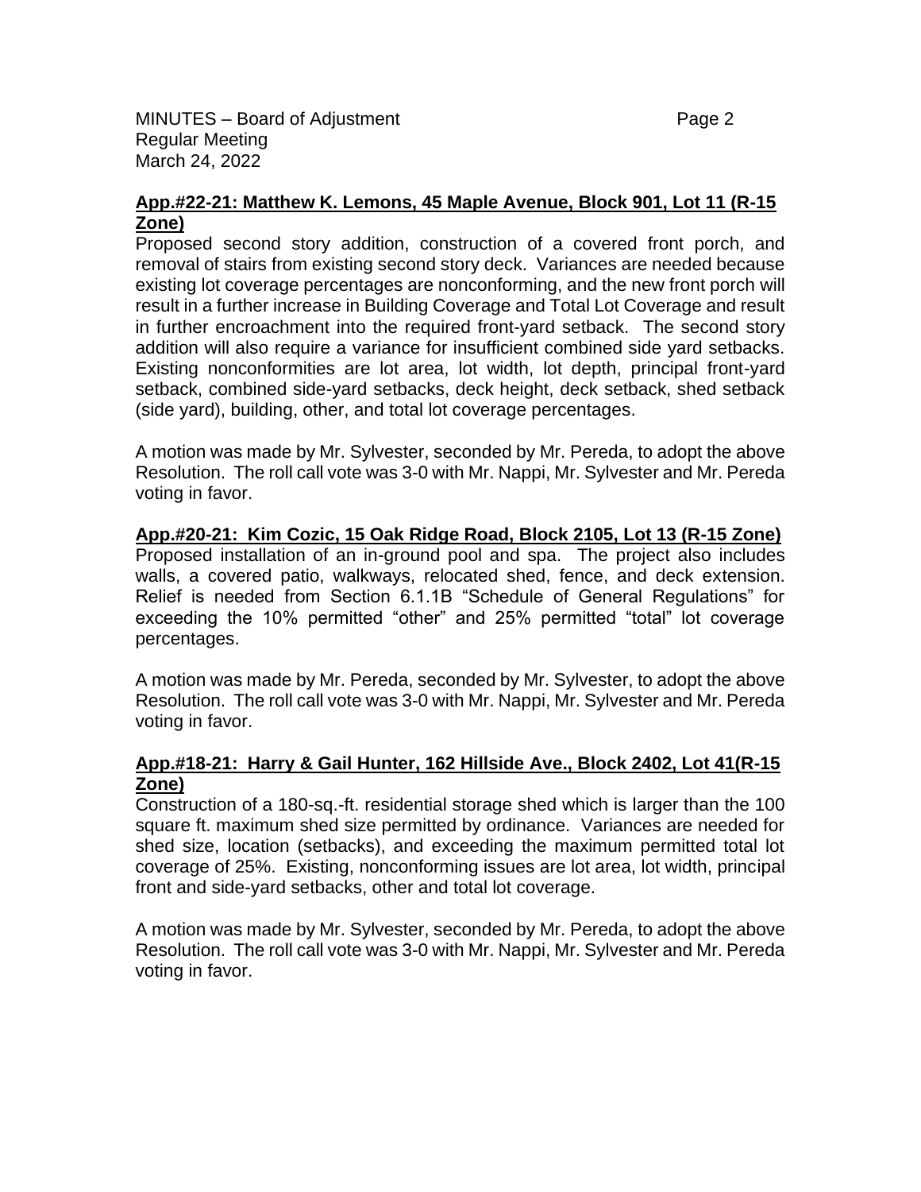**App.#22-21: Matthew K. Lemons, 45 Maple Avenue, Block 901, Lot 11 (R-15 Zone)**

Proposed second story addition, construction of a covered front porch, and removal of stairs from existing second story deck. Variances are needed because existing lot coverage percentages are nonconforming, and the new front porch will result in a further increase in Building Coverage and Total Lot Coverage and result in further encroachment into the required front-yard setback. The second story addition will also require a variance for insufficient combined side yard setbacks. Existing nonconformities are lot area, lot width, lot depth, principal front-yard setback, combined side-yard setbacks, deck height, deck setback, shed setback (side yard), building, other, and total lot coverage percentages.

A motion was made by Mr. Sylvester, seconded by Mr. Pereda, to adopt the above Resolution. The roll call vote was 3-0 with Mr. Nappi, Mr. Sylvester and Mr. Pereda voting in favor.

**App.#20-21: Kim Cozic, 15 Oak Ridge Road, Block 2105, Lot 13 (R-15 Zone)**

Proposed installation of an in-ground pool and spa. The project also includes walls, a covered patio, walkways, relocated shed, fence, and deck extension. Relief is needed from Section 6.1.1B "Schedule of General Regulations" for exceeding the 10% permitted "other" and 25% permitted "total" lot coverage percentages.

A motion was made by Mr. Pereda, seconded by Mr. Sylvester, to adopt the above Resolution. The roll call vote was 3-0 with Mr. Nappi, Mr. Sylvester and Mr. Pereda voting in favor.

**App.#18-21: Harry & Gail Hunter, 162 Hillside Ave., Block 2402, Lot 41(R-15 Zone)**

Construction of a 180-sq.-ft. residential storage shed which is larger than the 100 square ft. maximum shed size permitted by ordinance. Variances are needed for shed size, location (setbacks), and exceeding the maximum permitted total lot coverage of 25%. Existing, nonconforming issues are lot area, lot width, principal front and side-yard setbacks, other and total lot coverage.

A motion was made by Mr. Sylvester, seconded by Mr. Pereda, to adopt the above Resolution. The roll call vote was 3-0 with Mr. Nappi, Mr. Sylvester and Mr. Pereda voting in favor.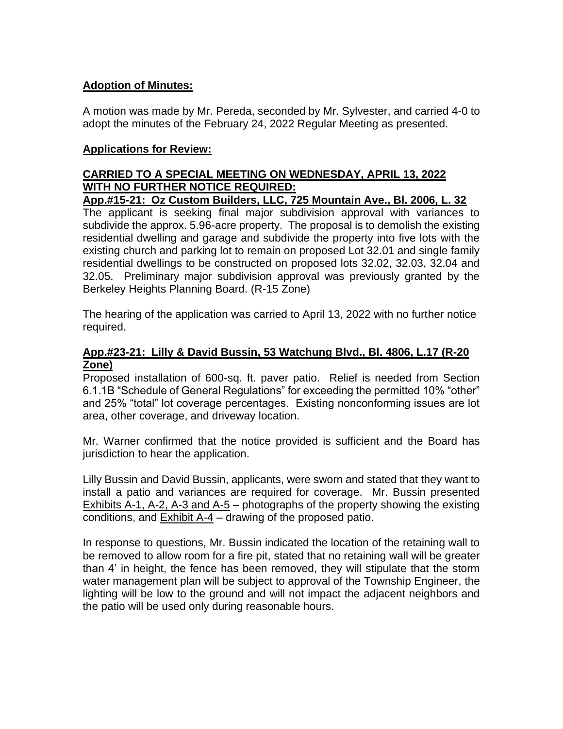**Adoption of Minutes:**

A motion was made by Mr. Pereda, seconded by Mr. Sylvester, and carried 4-0 to adopt the minutes of the February 24, 2022 Regular Meeting as presented.

**Applications for Review:**

**CARRIED TO A SPECIAL MEETING ON WEDNESDAY, APRIL 13, 2022 WITH NO FURTHER NOTICE REQUIRED:**

**App.#15-21: Oz Custom Builders, LLC, 725 Mountain Ave., Bl. 2006, L. 32**

The applicant is seeking final major subdivision approval with variances to subdivide the approx. 5.96-acre property. The proposal is to demolish the existing residential dwelling and garage and subdivide the property into five lots with the existing church and parking lot to remain on proposed Lot 32.01 and single family residential dwellings to be constructed on proposed lots 32.02, 32.03, 32.04 and 32.05. Preliminary major subdivision approval was previously granted by the Berkeley Heights Planning Board. (R-15 Zone)

The hearing of the application was carried to April 13, 2022 with no further notice required.

**App.#23-21: Lilly & David Bussin, 53 Watchung Blvd., Bl. 4806, L.17 (R-20 Zone)**

Proposed installation of 600-sq. ft. paver patio. Relief is needed from Section 6.1.1B "Schedule of General Regulations" for exceeding the permitted 10% "other" and 25% "total" lot coverage percentages. Existing nonconforming issues are lot area, other coverage, and driveway location.

Mr. Warner confirmed that the notice provided is sufficient and the Board has jurisdiction to hear the application.

Lilly Bussin and David Bussin, applicants, were sworn and stated that they want to install a patio and variances are required for coverage. Mr. Bussin presented Exhibits A-1, A-2, A-3 and A-5 – photographs of the property showing the existing conditions, and Exhibit A-4 – drawing of the proposed patio.

In response to questions, Mr. Bussin indicated the location of the retaining wall to be removed to allow room for a fire pit, stated that no retaining wall will be greater than 4' in height, the fence has been removed, they will stipulate that the storm water management plan will be subject to approval of the Township Engineer, the lighting will be low to the ground and will not impact the adjacent neighbors and the patio will be used only during reasonable hours.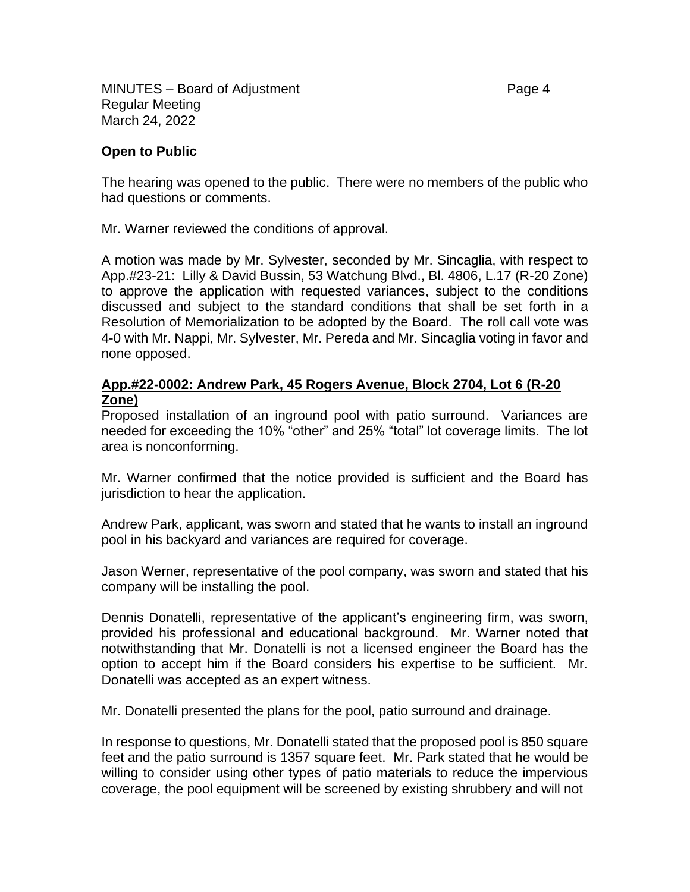**Open to Public**

The hearing was opened to the public. There were no members of the public who had questions or comments.

Mr. Warner reviewed the conditions of approval.

A motion was made by Mr. Sylvester, seconded by Mr. Sincaglia, with respect to App.#23-21: Lilly & David Bussin, 53 Watchung Blvd., Bl. 4806, L.17 (R-20 Zone) to approve the application with requested variances, subject to the conditions discussed and subject to the standard conditions that shall be set forth in a Resolution of Memorialization to be adopted by the Board. The roll call vote was 4-0 with Mr. Nappi, Mr. Sylvester, Mr. Pereda and Mr. Sincaglia voting in favor and none opposed.

**App.#22-0002: Andrew Park, 45 Rogers Avenue, Block 2704, Lot 6 (R-20 Zone)**

Proposed installation of an inground pool with patio surround. Variances are needed for exceeding the 10% "other" and 25% "total" lot coverage limits. The lot area is nonconforming.

Mr. Warner confirmed that the notice provided is sufficient and the Board has jurisdiction to hear the application.

Andrew Park, applicant, was sworn and stated that he wants to install an inground pool in his backyard and variances are required for coverage.

Jason Werner, representative of the pool company, was sworn and stated that his company will be installing the pool.

Dennis Donatelli, representative of the applicant's engineering firm, was sworn, provided his professional and educational background. Mr. Warner noted that notwithstanding that Mr. Donatelli is not a licensed engineer the Board has the option to accept him if the Board considers his expertise to be sufficient. Mr. Donatelli was accepted as an expert witness.

Mr. Donatelli presented the plans for the pool, patio surround and drainage.

In response to questions, Mr. Donatelli stated that the proposed pool is 850 square feet and the patio surround is 1357 square feet. Mr. Park stated that he would be willing to consider using other types of patio materials to reduce the impervious coverage, the pool equipment will be screened by existing shrubbery and will not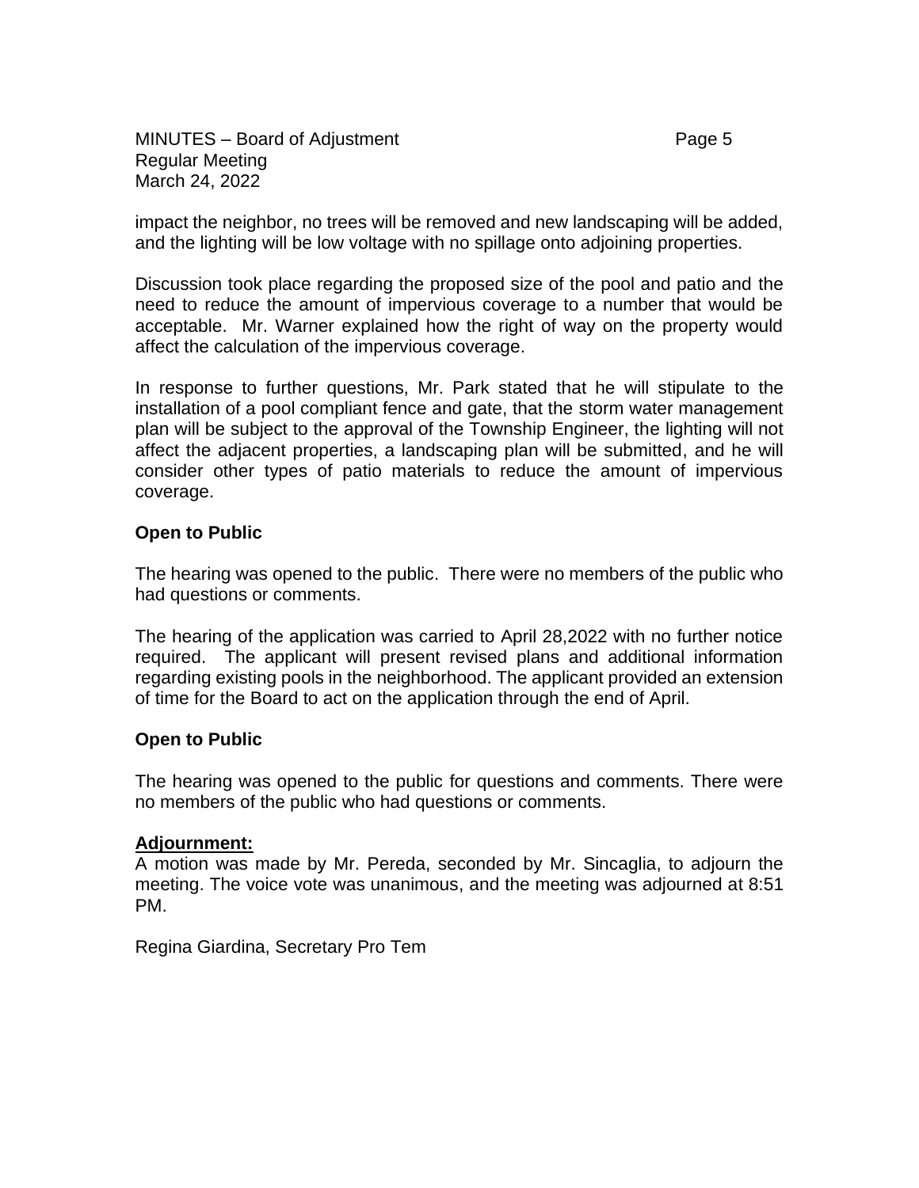impact the neighbor, no trees will be removed and new landscaping will be added, and the lighting will be low voltage with no spillage onto adjoining properties.

Discussion took place regarding the proposed size of the pool and patio and the need to reduce the amount of impervious coverage to a number that would be acceptable. Mr. Warner explained how the right of way on the property would affect the calculation of the impervious coverage.

In response to further questions, Mr. Park stated that he will stipulate to the installation of a pool compliant fence and gate, that the storm water management plan will be subject to the approval of the Township Engineer, the lighting will not affect the adjacent properties, a landscaping plan will be submitted, and he will consider other types of patio materials to reduce the amount of impervious coverage.

**Open to Public**

The hearing was opened to the public. There were no members of the public who had questions or comments.

The hearing of the application was carried to April 28,2022 with no further notice required. The applicant will present revised plans and additional information regarding existing pools in the neighborhood. The applicant provided an extension of time for the Board to act on the application through the end of April.

**Open to Public**

The hearing was opened to the public for questions and comments. There were no members of the public who had questions or comments.

**Adjournment:**
A motion was made by Mr. Pereda, seconded by Mr. Sincaglia, to adjourn the meeting. The voice vote was unanimous, and the meeting was adjourned at 8:51 PM.

Regina Giardina, Secretary Pro Tem